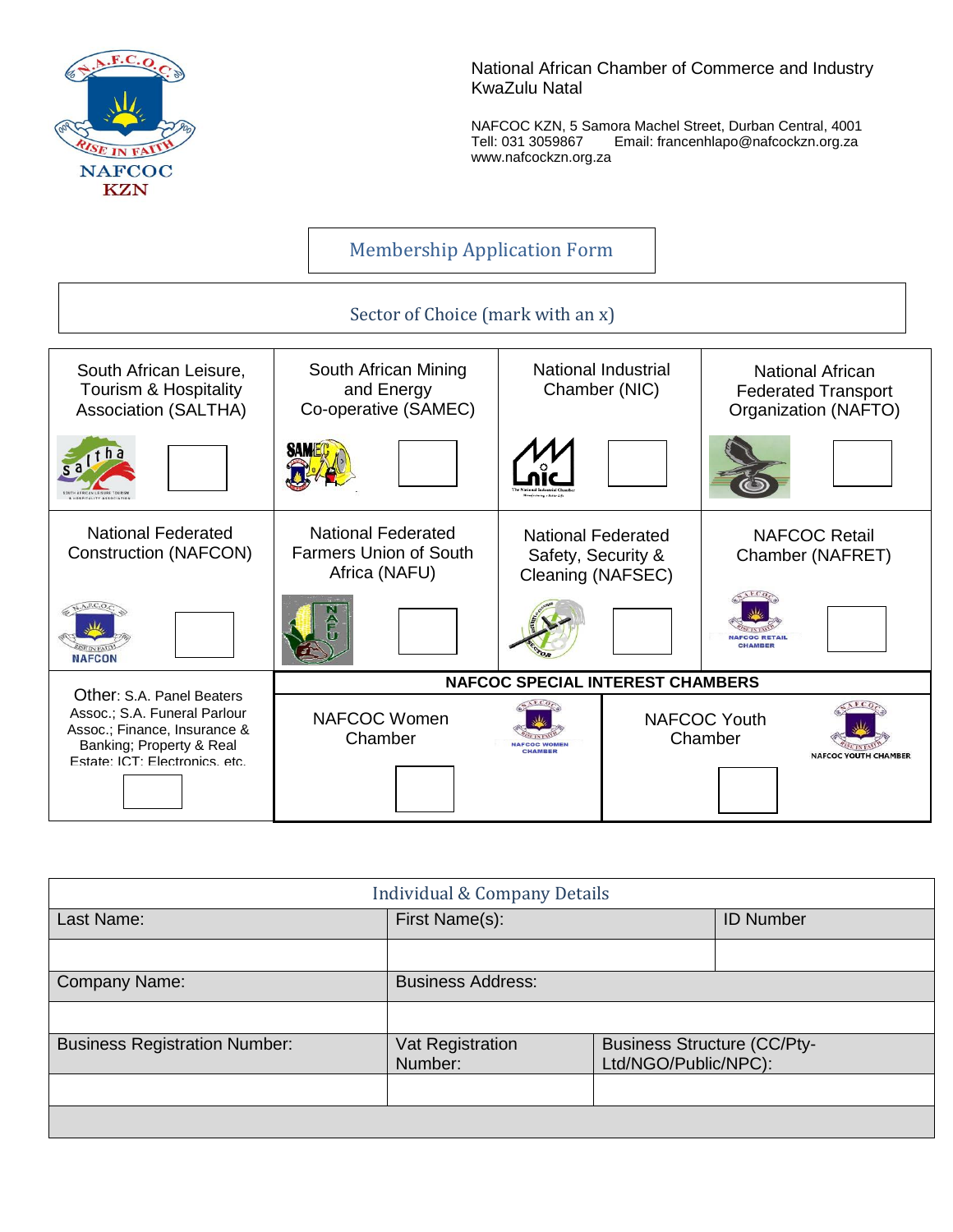NAFCOC KZN

National African Chamber of Commerce and Industry
KwaZulu Natal

NAFCOC KZN, 5 Samora Machel Street, Durban Central, 4001
Tell: 031 3059867  Email: francenhlapo@nafcockzn.org.za
www.nafcockzn.org.za

# Membership Application Form

## Sector of Choice (mark with an x)

| South African Leisure, Tourism & Hospitality Association (SALTHA) | South African Mining and Energy Co-operative (SAMEC) | National Industrial Chamber (NIC) | National African Federated Transport Organization (NAFTO) |
|---|---|---|---|
| ☐ | ☐ | ☐ | ☐ |
| National Federated Construction (NAFCON) | National Federated Farmers Union of South Africa (NAFU) | National Federated Safety, Security & Cleaning (NAFSEC) | NAFCOC Retail Chamber (NAFRET) |
| ☐ | ☐ | ☐ | ☐ |

| Other: S.A. Panel Beaters Assoc.; S.A. Funeral Parlour Assoc.; Finance, Insurance & Banking; Property & Real Estate; ICT; Electronics, etc. | NAFCOC SPECIAL INTEREST CHAMBERS: NAFCOC Women Chamber | NAFCOC SPECIAL INTEREST CHAMBERS: NAFCOC Youth Chamber |
|---|---|---|
| ☐ | ☐ | ☐ |

## Individual & Company Details

| Last Name: | First Name(s): | | ID Number |
|---|---|---|---|
| | | | |
| Company Name: | Business Address: | | |
| | | | |
| Business Registration Number: | Vat Registration Number: | Business Structure (CC/Pty-Ltd/NGO/Public/NPC): | |
| | | | |
| | | | |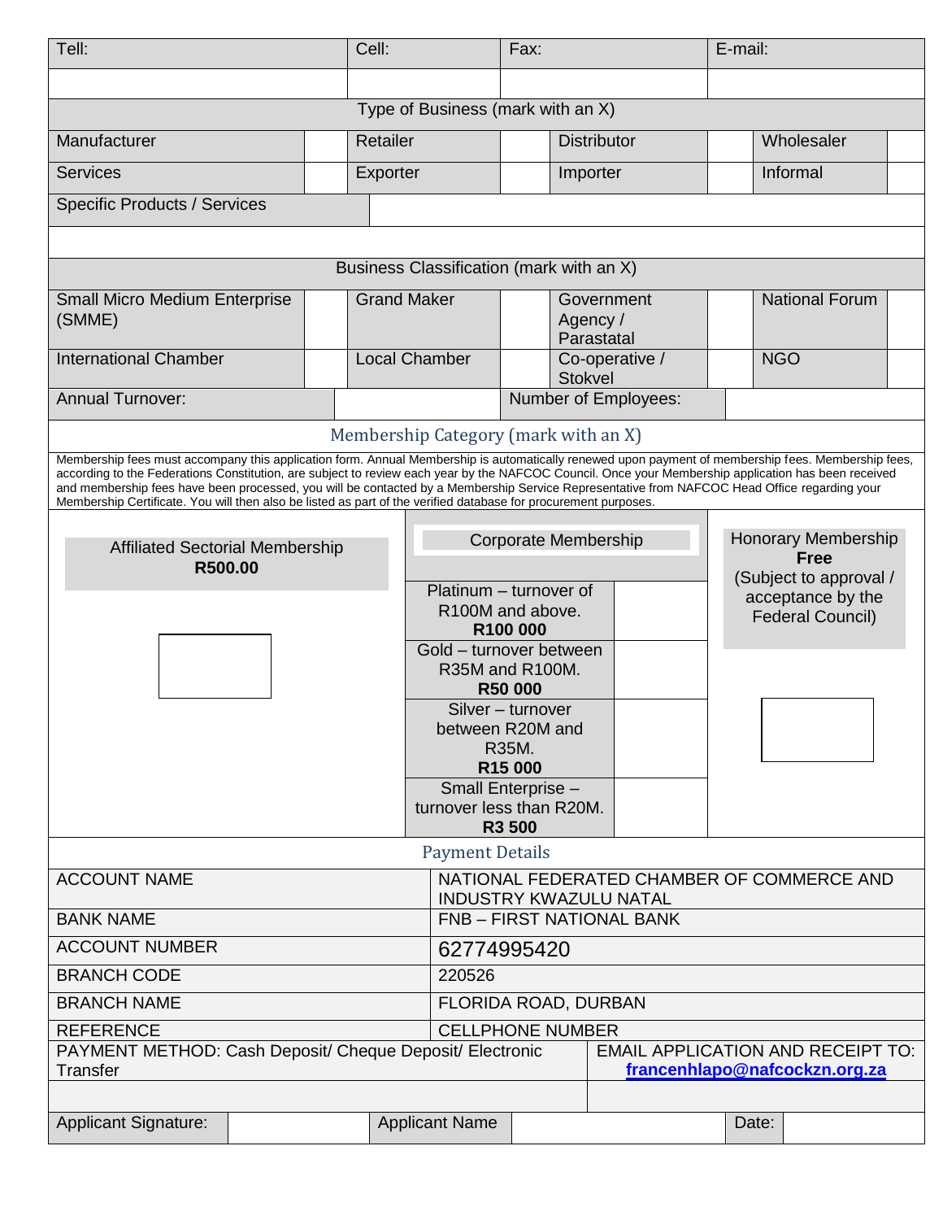| Tell: | Cell: | Fax: | E-mail: |
| --- | --- | --- | --- |
| | | | |

**Type of Business (mark with an X)**

| Manufacturer | | Retailer | | Distributor | | Wholesaler | |
| --- | --- | --- | --- | --- | --- | --- | --- |
| Services | | Exporter | | Importer | | Informal | |

| Specific Products / Services | |
| --- | --- |
| | |

**Business Classification (mark with an X)**

| Small Micro Medium Enterprise (SMME) | | Grand Maker | | Government Agency / Parastatal | | National Forum | |
| --- | --- | --- | --- | --- | --- | --- | --- |
| International Chamber | | Local Chamber | | Co-operative / Stokvel | | NGO | |

| Annual Turnover: | | Number of Employees: | |
| --- | --- | --- | --- |

## Membership Category (mark with an X)

Membership fees must accompany this application form. Annual Membership is automatically renewed upon payment of membership fees. Membership fees, according to the Federations Constitution, are subject to review each year by the NAFCOC Council. Once your Membership application has been received and membership fees have been processed, you will be contacted by a Membership Service Representative from NAFCOC Head Office regarding your Membership Certificate. You will then also be listed as part of the verified database for procurement purposes.

| Affiliated Sectorial Membership **R500.00** | Corporate Membership | | Honorary Membership **Free** (Subject to approval / acceptance by the Federal Council) |
| --- | --- | --- | --- |
| | Platinum – turnover of R100M and above. **R100 000** | | |
| | Gold – turnover between R35M and R100M. **R50 000** | | |
| | Silver – turnover between R20M and R35M. **R15 000** | | |
| | Small Enterprise – turnover less than R20M. **R3 500** | | |

## Payment Details

| | |
| --- | --- |
| ACCOUNT NAME | NATIONAL FEDERATED CHAMBER OF COMMERCE AND INDUSTRY KWAZULU NATAL |
| BANK NAME | FNB – FIRST NATIONAL BANK |
| ACCOUNT NUMBER | 62774995420 |
| BRANCH CODE | 220526 |
| BRANCH NAME | FLORIDA ROAD, DURBAN |
| REFERENCE | CELLPHONE NUMBER |
| PAYMENT METHOD: Cash Deposit/ Cheque Deposit/ Electronic Transfer | EMAIL APPLICATION AND RECEIPT TO: **francenhlapo@nafcockzn.org.za** |
| | |

| Applicant Signature: | | Applicant Name | | Date: | |
| --- | --- | --- | --- | --- | --- |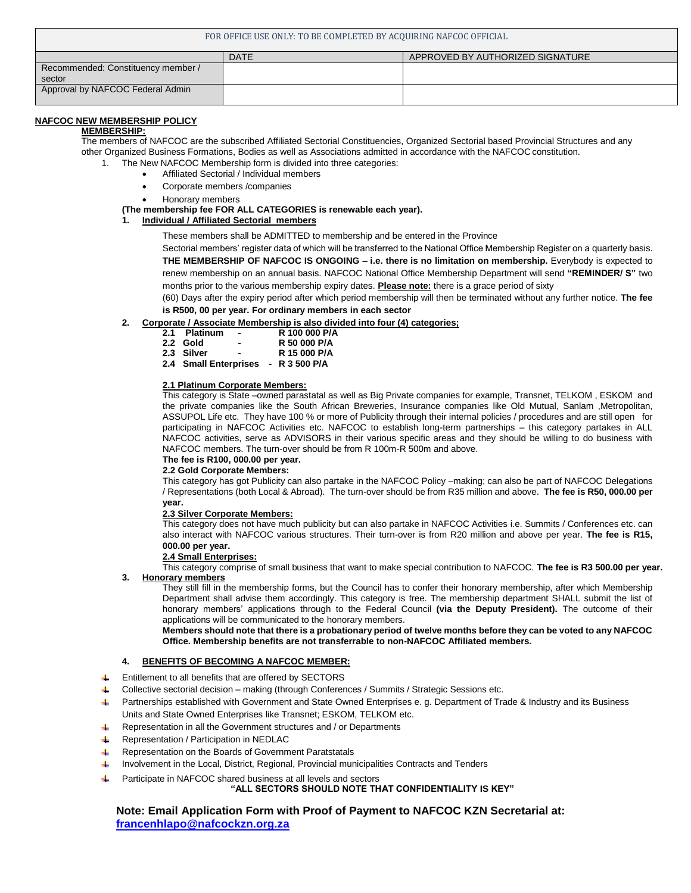| FOR OFFICE USE ONLY: TO BE COMPLETED BY ACQUIRING NAFCOC OFFICIAL | | |
|---|---|---|
| | DATE | APPROVED BY AUTHORIZED SIGNATURE |
| Recommended: Constituency member / sector | | |
| Approval by NAFCOC Federal Admin | | |

**NAFCOC NEW MEMBERSHIP POLICY**

**MEMBERSHIP:**

The members of NAFCOC are the subscribed Affiliated Sectorial Constituencies, Organized Sectorial based Provincial Structures and any other Organized Business Formations, Bodies as well as Associations admitted in accordance with the NAFCOC constitution.

1. The New NAFCOC Membership form is divided into three categories:
   - Affiliated Sectorial / Individual members
   - Corporate members /companies
   - Honorary members

**(The membership fee FOR ALL CATEGORIES is renewable each year).**

**1. Individual / Affiliated Sectorial members**

These members shall be ADMITTED to membership and be entered in the Province

Sectorial members' register data of which will be transferred to the National Office Membership Register on a quarterly basis. **THE MEMBERSHIP OF NAFCOC IS ONGOING – i.e. there is no limitation on membership.** Everybody is expected to renew membership on an annual basis. NAFCOC National Office Membership Department will send **"REMINDER/ S"** two months prior to the various membership expiry dates. **Please note:** there is a grace period of sixty

(60) Days after the expiry period after which period membership will then be terminated without any further notice. **The fee is R500, 00 per year. For ordinary members in each sector**

**2. Corporate / Associate Membership is also divided into four (4) categories;**

**2.1 Platinum - R 100 000 P/A**
**2.2 Gold - R 50 000 P/A**
**2.3 Silver - R 15 000 P/A**
**2.4 Small Enterprises - R 3 500 P/A**

**2.1 Platinum Corporate Members:**

This category is State –owned parastatal as well as Big Private companies for example, Transnet, TELKOM , ESKOM and the private companies like the South African Breweries, Insurance companies like Old Mutual, Sanlam ,Metropolitan, ASSUPOL Life etc. They have 100 % or more of Publicity through their internal policies / procedures and are still open for participating in NAFCOC Activities etc. NAFCOC to establish long-term partnerships – this category partakes in ALL NAFCOC activities, serve as ADVISORS in their various specific areas and they should be willing to do business with NAFCOC members. The turn-over should be from R 100m-R 500m and above.

**The fee is R100, 000.00 per year.**

**2.2 Gold Corporate Members:**

This category has got Publicity can also partake in the NAFCOC Policy –making; can also be part of NAFCOC Delegations / Representations (both Local & Abroad). The turn-over should be from R35 million and above. **The fee is R50, 000.00 per year.**

**2.3 Silver Corporate Members:**

This category does not have much publicity but can also partake in NAFCOC Activities i.e. Summits / Conferences etc. can also interact with NAFCOC various structures. Their turn-over is from R20 million and above per year. **The fee is R15, 000.00 per year.**

**2.4 Small Enterprises:**

This category comprise of small business that want to make special contribution to NAFCOC. **The fee is R3 500.00 per year.**

**3. Honorary members**

They still fill in the membership forms, but the Council has to confer their honorary membership, after which Membership Department shall advise them accordingly. This category is free. The membership department SHALL submit the list of honorary members' applications through to the Federal Council **(via the Deputy President).** The outcome of their applications will be communicated to the honorary members.

**Members should note that there is a probationary period of twelve months before they can be voted to any NAFCOC Office. Membership benefits are not transferrable to non-NAFCOC Affiliated members.**

**4. BENEFITS OF BECOMING A NAFCOC MEMBER:**

- Entitlement to all benefits that are offered by SECTORS
- Collective sectorial decision – making (through Conferences / Summits / Strategic Sessions etc.
- Partnerships established with Government and State Owned Enterprises e. g. Department of Trade & Industry and its Business Units and State Owned Enterprises like Transnet; ESKOM, TELKOM etc.
- Representation in all the Government structures and / or Departments
- Representation / Participation in NEDLAC
- Representation on the Boards of Government Paratstatals
- Involvement in the Local, District, Regional, Provincial municipalities Contracts and Tenders
- Participate in NAFCOC shared business at all levels and sectors

**"ALL SECTORS SHOULD NOTE THAT CONFIDENTIALITY IS KEY"**

**Note: Email Application Form with Proof of Payment to NAFCOC KZN Secretarial at: francenhlapo@nafcockzn.org.za**